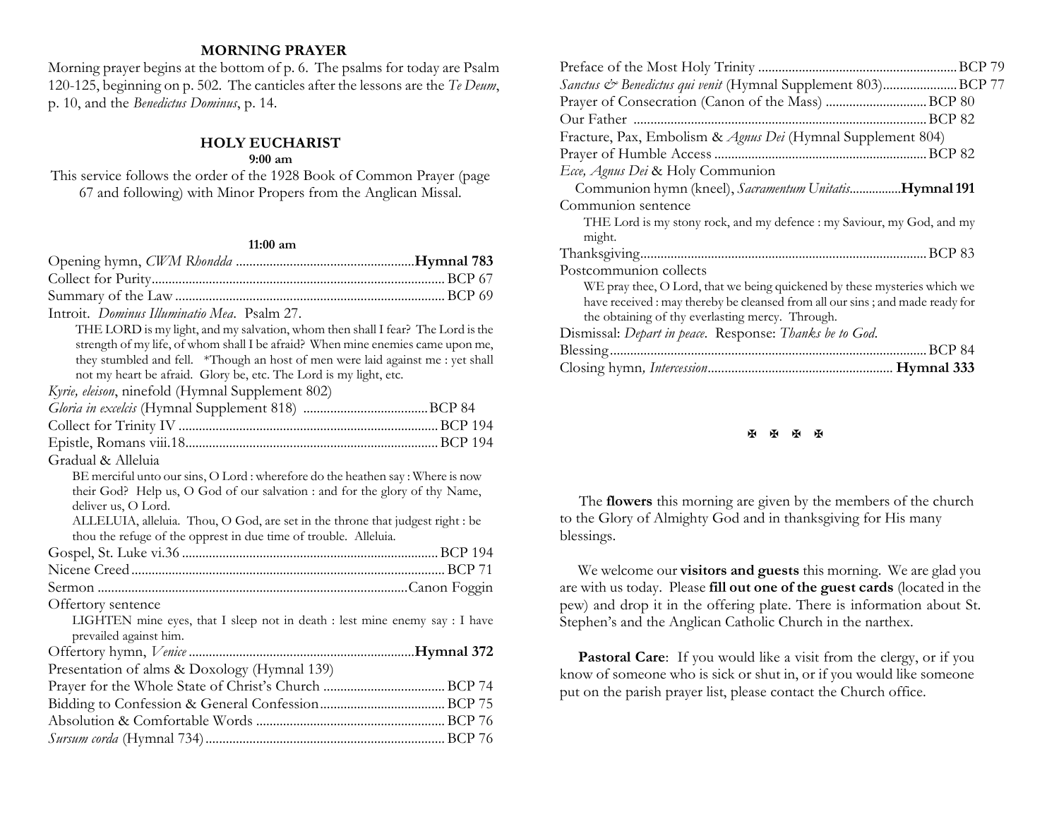## MORNING PRAYER

Morning prayer begins at the bottom of p. 6. The psalms for today are Psalm 120-125, beginning on p. 502. The canticles after the lessons are the *Te Deum*, p. 10, and the *Benedictus Dominus*, p. 14.

## HOLY EUCHARIST

**9:00 am**

This service follows the order of the 1928 Book of Common Prayer (page 67 and following) with Minor Propers from the Anglican Missal.

**11:00 am**

Opening hymn, *CWM Rhondda* ..................................................... **Hymnal 783**

Collect for Purity...................................................................................... BCP 67

Summary of the Law ............................................................................... BCP 69

Introit. *Dominus Illuminatio Mea*. Psalm 27.

> THE LORD is my light, and my salvation, whom then shall I fear? The Lord is the strength of my life, of whom shall I be afraid? When mine enemies came upon me, they stumbled and fell. *Though an host of men were laid against me : yet shall not my heart be afraid. Glory be, etc. The Lord is my light, etc.

*Kyrie, eleison*, ninefold (Hymnal Supplement 802)

*Gloria in excelcis* (Hymnal Supplement 818) ..................................... BCP 84

Collect for Trinity IV ............................................................................ BCP 194

Epistle, Romans viii.18.......................................................................... BCP 194

Gradual & Alleluia

> BE merciful unto our sins, O Lord : wherefore do the heathen say : Where is now their God? Help us, O God of our salvation : and for the glory of thy Name, deliver us, O Lord.
>
> ALLELUIA, alleluia. Thou, O God, are set in the throne that judgest right : be thou the refuge of the oppresst in due time of trouble. Alleluia.

Gospel, St. Luke vi.36 ........................................................................... BCP 194

Nicene Creed ........................................................................................... BCP 71

Sermon ........................................................................................... Canon Foggin

Offertory sentence

> LIGHTEN mine eyes, that I sleep not in death : lest mine enemy say : I have prevailed against him.

Offertory hymn, *Venice* .................................................................. **Hymnal 372**

Presentation of alms & Doxology (Hymnal 139)

Prayer for the Whole State of Christ's Church .................................... BCP 74

Bidding to Confession & General Confession..................................... BCP 75

Absolution & Comfortable Words ........................................................ BCP 76

*Sursum corda* (Hymnal 734)...................................................................... BCP 76

Preface of the Most Holy Trinity .......................................................... BCP 79

*Sanctus & Benedictus qui venit* (Hymnal Supplement 803)...................... BCP 77

Prayer of Consecration (Canon of the Mass) .............................. BCP 80

Our Father ....................................................................................... BCP 82

Fracture, Pax, Embolism & *Agnus Dei* (Hymnal Supplement 804)

Prayer of Humble Access ................................................................ BCP 82

*Ecce, Agnus Dei* & Holy Communion

Communion hymn (kneel), *Sacramentum Unitatis*................**Hymnal 191**

Communion sentence

> THE Lord is my stony rock, and my defence : my Saviour, my God, and my might.

Thanksgiving.................................................................................... BCP 83

Postcommunion collects

> WE pray thee, O Lord, that we being quickened by these mysteries which we have received : may thereby be cleansed from all our sins ; and made ready for the obtaining of thy everlasting mercy. Through.

Dismissal: *Depart in peace*. Response: *Thanks be to God*.

Blessing............................................................................................. BCP 84

Closing hymn, *Intercession*....................................................... **Hymnal 333**

✠ ✠ ✠ ✠

The **flowers** this morning are given by the members of the church to the Glory of Almighty God and in thanksgiving for His many blessings.

We welcome our **visitors and guests** this morning. We are glad you are with us today. Please **fill out one of the guest cards** (located in the pew) and drop it in the offering plate. There is information about St. Stephen's and the Anglican Catholic Church in the narthex.

**Pastoral Care**: If you would like a visit from the clergy, or if you know of someone who is sick or shut in, or if you would like someone put on the parish prayer list, please contact the Church office.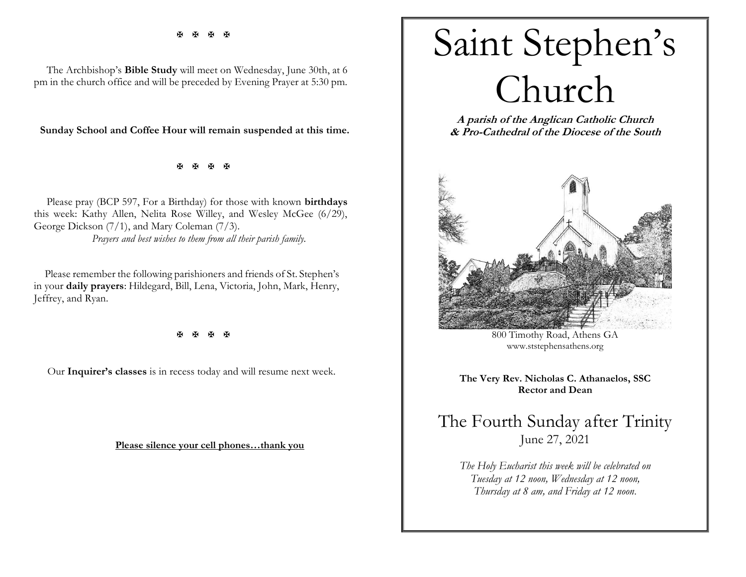✠ ✠ ✠ ✠

The Archbishop's **Bible Study** will meet on Wednesday, June 30th, at 6 pm in the church office and will be preceded by Evening Prayer at 5:30 pm.

**Sunday School and Coffee Hour will remain suspended at this time.**

✠ ✠ ✠ ✠

Please pray (BCP 597, For a Birthday) for those with known **birthdays** this week: Kathy Allen, Nelita Rose Willey, and Wesley McGee (6/29), George Dickson (7/1), and Mary Coleman (7/3).

*Prayers and best wishes to them from all their parish family.*

Please remember the following parishioners and friends of St. Stephen's in your **daily prayers**: Hildegard, Bill, Lena, Victoria, John, Mark, Henry, Jeffrey, and Ryan.

✠ ✠ ✠ ✠

Our **Inquirer's classes** is in recess today and will resume next week.

**Please silence your cell phones…thank you**

# Saint Stephen's Church

***A parish of the Anglican Catholic Church & Pro-Cathedral of the Diocese of the South***

800 Timothy Road, Athens GA
www.ststephensathens.org

**The Very Rev. Nicholas C. Athanaelos, SSC**
**Rector and Dean**

## The Fourth Sunday after Trinity

June 27, 2021

*The Holy Eucharist this week will be celebrated on Tuesday at 12 noon, Wednesday at 12 noon, Thursday at 8 am, and Friday at 12 noon.*